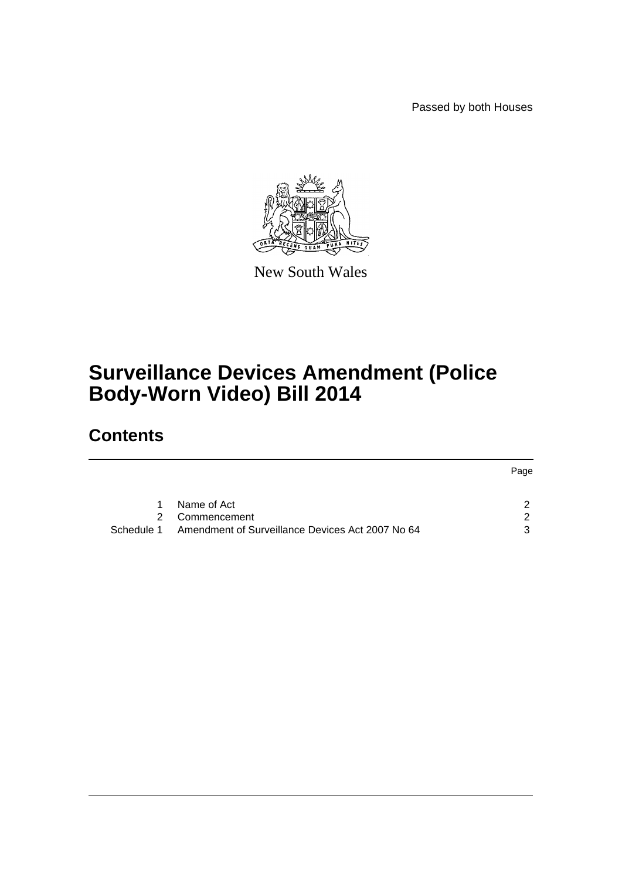Passed by both Houses

New South Wales

# Surveillance Devices Amendment (Police Body-Worn Video) Bill 2014

## Contents

| | | Page |
|---|---|---|
| 1 | Name of Act | 2 |
| 2 | Commencement | 2 |
| Schedule 1 | Amendment of Surveillance Devices Act 2007 No 64 | 3 |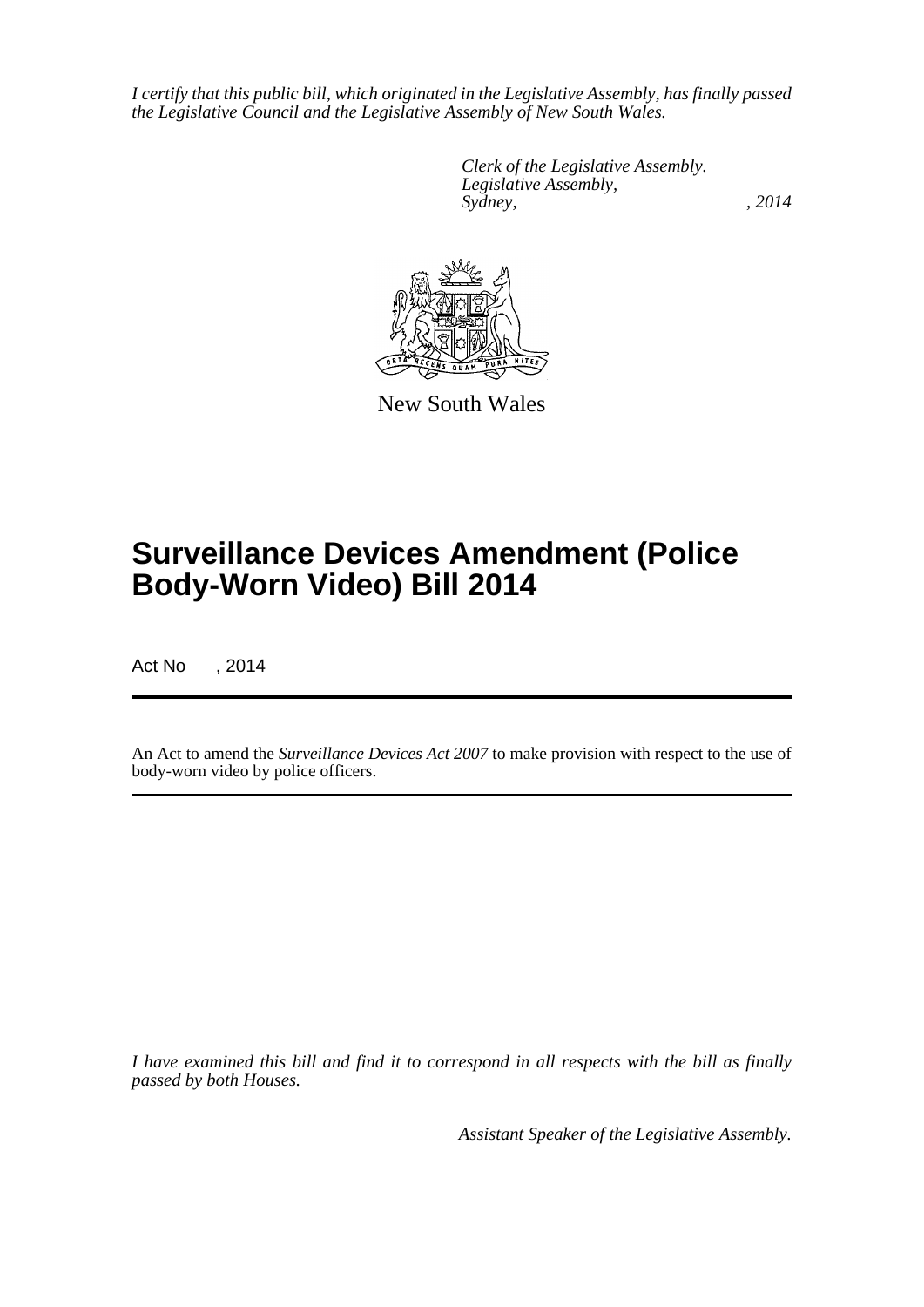*I certify that this public bill, which originated in the Legislative Assembly, has finally passed the Legislative Council and the Legislative Assembly of New South Wales.*

*Clerk of the Legislative Assembly.*
*Legislative Assembly,*
*Sydney, , 2014*

New South Wales

# Surveillance Devices Amendment (Police Body-Worn Video) Bill 2014

Act No , 2014

An Act to amend the *Surveillance Devices Act 2007* to make provision with respect to the use of body-worn video by police officers.

*I have examined this bill and find it to correspond in all respects with the bill as finally passed by both Houses.*

*Assistant Speaker of the Legislative Assembly.*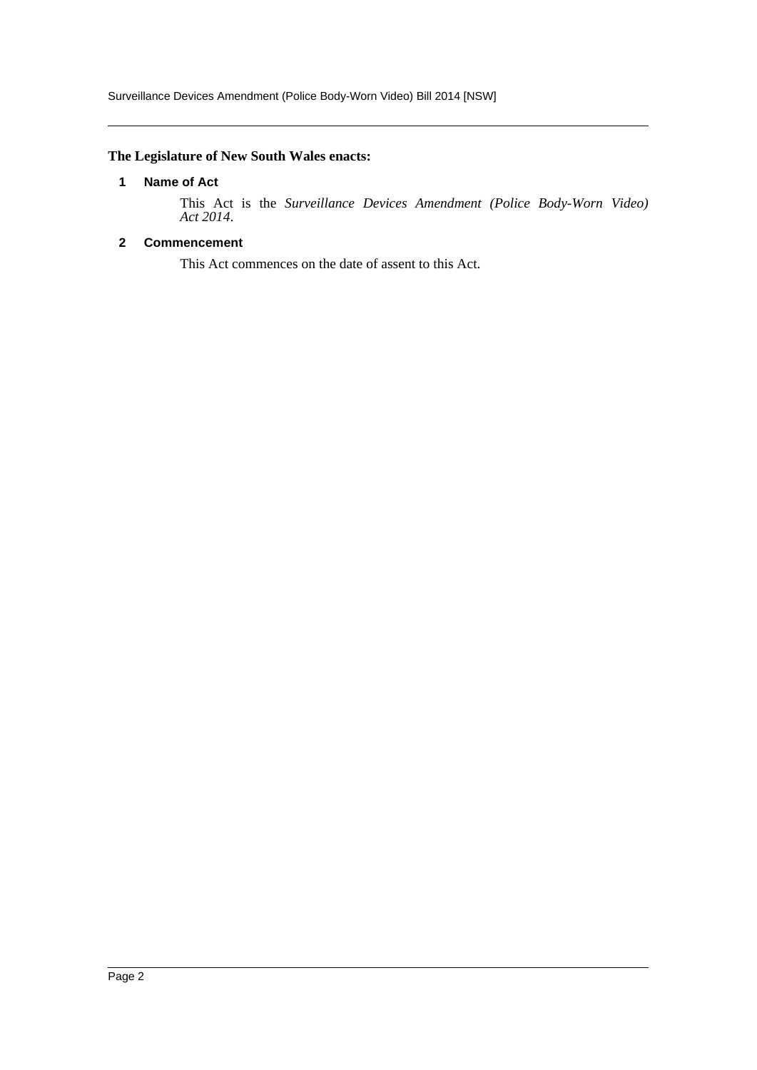**The Legislature of New South Wales enacts:**

## 1 Name of Act

This Act is the *Surveillance Devices Amendment (Police Body-Worn Video) Act 2014*.

## 2 Commencement

This Act commences on the date of assent to this Act.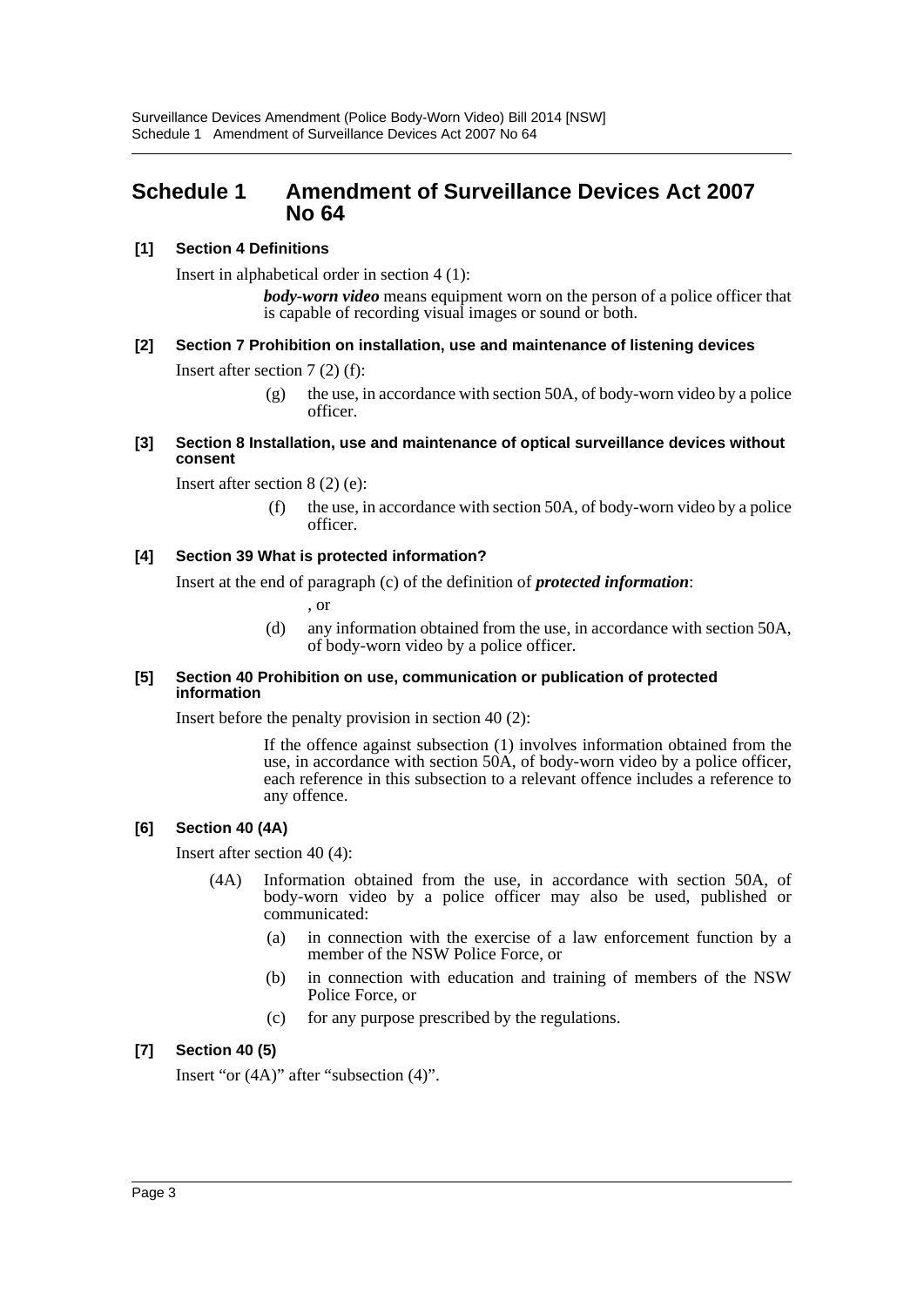## Schedule 1 Amendment of Surveillance Devices Act 2007 No 64

### [1] Section 4 Definitions

Insert in alphabetical order in section 4 (1):

> ***body-worn video*** means equipment worn on the person of a police officer that is capable of recording visual images or sound or both.

### [2] Section 7 Prohibition on installation, use and maintenance of listening devices

Insert after section 7 (2) (f):

> (g) the use, in accordance with section 50A, of body-worn video by a police officer.

### [3] Section 8 Installation, use and maintenance of optical surveillance devices without consent

Insert after section 8 (2) (e):

> (f) the use, in accordance with section 50A, of body-worn video by a police officer.

### [4] Section 39 What is protected information?

Insert at the end of paragraph (c) of the definition of ***protected information***:

> , or
>
> (d) any information obtained from the use, in accordance with section 50A, of body-worn video by a police officer.

### [5] Section 40 Prohibition on use, communication or publication of protected information

Insert before the penalty provision in section 40 (2):

> If the offence against subsection (1) involves information obtained from the use, in accordance with section 50A, of body-worn video by a police officer, each reference in this subsection to a relevant offence includes a reference to any offence.

### [6] Section 40 (4A)

Insert after section 40 (4):

> (4A) Information obtained from the use, in accordance with section 50A, of body-worn video by a police officer may also be used, published or communicated:
>
> (a) in connection with the exercise of a law enforcement function by a member of the NSW Police Force, or
>
> (b) in connection with education and training of members of the NSW Police Force, or
>
> (c) for any purpose prescribed by the regulations.

### [7] Section 40 (5)

Insert "or (4A)" after "subsection (4)".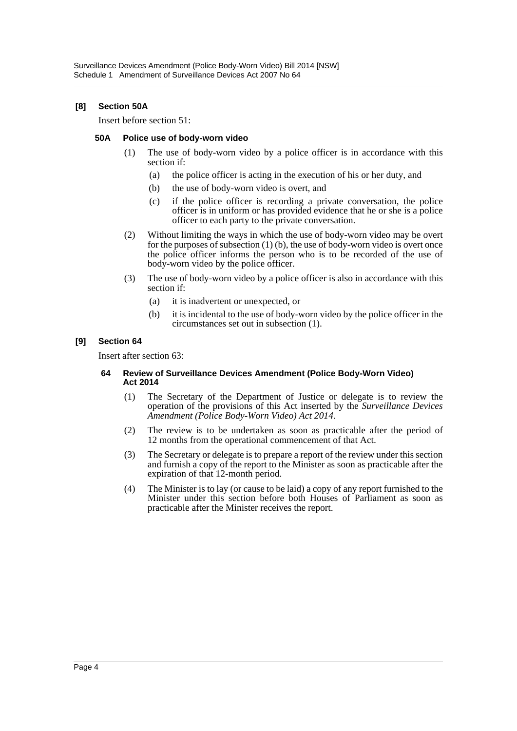### [8] Section 50A

Insert before section 51:

#### 50A Police use of body-worn video

(1) The use of body-worn video by a police officer is in accordance with this section if:

- (a) the police officer is acting in the execution of his or her duty, and
- (b) the use of body-worn video is overt, and
- (c) if the police officer is recording a private conversation, the police officer is in uniform or has provided evidence that he or she is a police officer to each party to the private conversation.

(2) Without limiting the ways in which the use of body-worn video may be overt for the purposes of subsection (1) (b), the use of body-worn video is overt once the police officer informs the person who is to be recorded of the use of body-worn video by the police officer.

(3) The use of body-worn video by a police officer is also in accordance with this section if:

- (a) it is inadvertent or unexpected, or
- (b) it is incidental to the use of body-worn video by the police officer in the circumstances set out in subsection (1).

### [9] Section 64

Insert after section 63:

#### 64 Review of Surveillance Devices Amendment (Police Body-Worn Video) Act 2014

(1) The Secretary of the Department of Justice or delegate is to review the operation of the provisions of this Act inserted by the *Surveillance Devices Amendment (Police Body-Worn Video) Act 2014*.

(2) The review is to be undertaken as soon as practicable after the period of 12 months from the operational commencement of that Act.

(3) The Secretary or delegate is to prepare a report of the review under this section and furnish a copy of the report to the Minister as soon as practicable after the expiration of that 12-month period.

(4) The Minister is to lay (or cause to be laid) a copy of any report furnished to the Minister under this section before both Houses of Parliament as soon as practicable after the Minister receives the report.